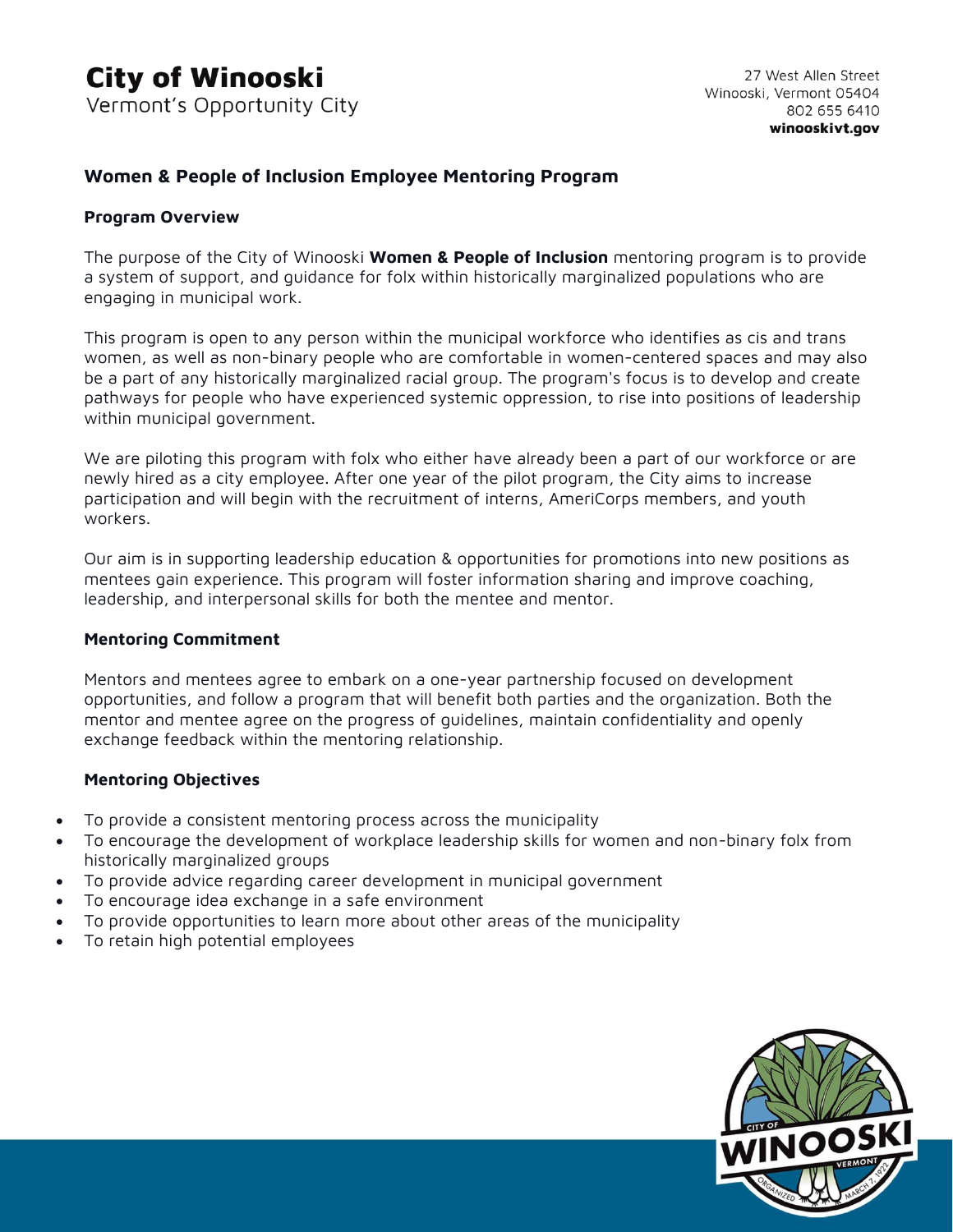**City of Winooski**
Vermont's Opportunity City

27 West Allen Street
Winooski, Vermont 05404
802 655 6410
**winooskivt.gov**

## Women & People of Inclusion Employee Mentoring Program

### Program Overview

The purpose of the City of Winooski **Women & People of Inclusion** mentoring program is to provide a system of support, and guidance for folx within historically marginalized populations who are engaging in municipal work.

This program is open to any person within the municipal workforce who identifies as cis and trans women, as well as non-binary people who are comfortable in women-centered spaces and may also be a part of any historically marginalized racial group. The program's focus is to develop and create pathways for people who have experienced systemic oppression, to rise into positions of leadership within municipal government.

We are piloting this program with folx who either have already been a part of our workforce or are newly hired as a city employee. After one year of the pilot program, the City aims to increase participation and will begin with the recruitment of interns, AmeriCorps members, and youth workers.

Our aim is in supporting leadership education & opportunities for promotions into new positions as mentees gain experience. This program will foster information sharing and improve coaching, leadership, and interpersonal skills for both the mentee and mentor.

### Mentoring Commitment

Mentors and mentees agree to embark on a one-year partnership focused on development opportunities, and follow a program that will benefit both parties and the organization. Both the mentor and mentee agree on the progress of guidelines, maintain confidentiality and openly exchange feedback within the mentoring relationship.

### Mentoring Objectives

- To provide a consistent mentoring process across the municipality
- To encourage the development of workplace leadership skills for women and non-binary folx from historically marginalized groups
- To provide advice regarding career development in municipal government
- To encourage idea exchange in a safe environment
- To provide opportunities to learn more about other areas of the municipality
- To retain high potential employees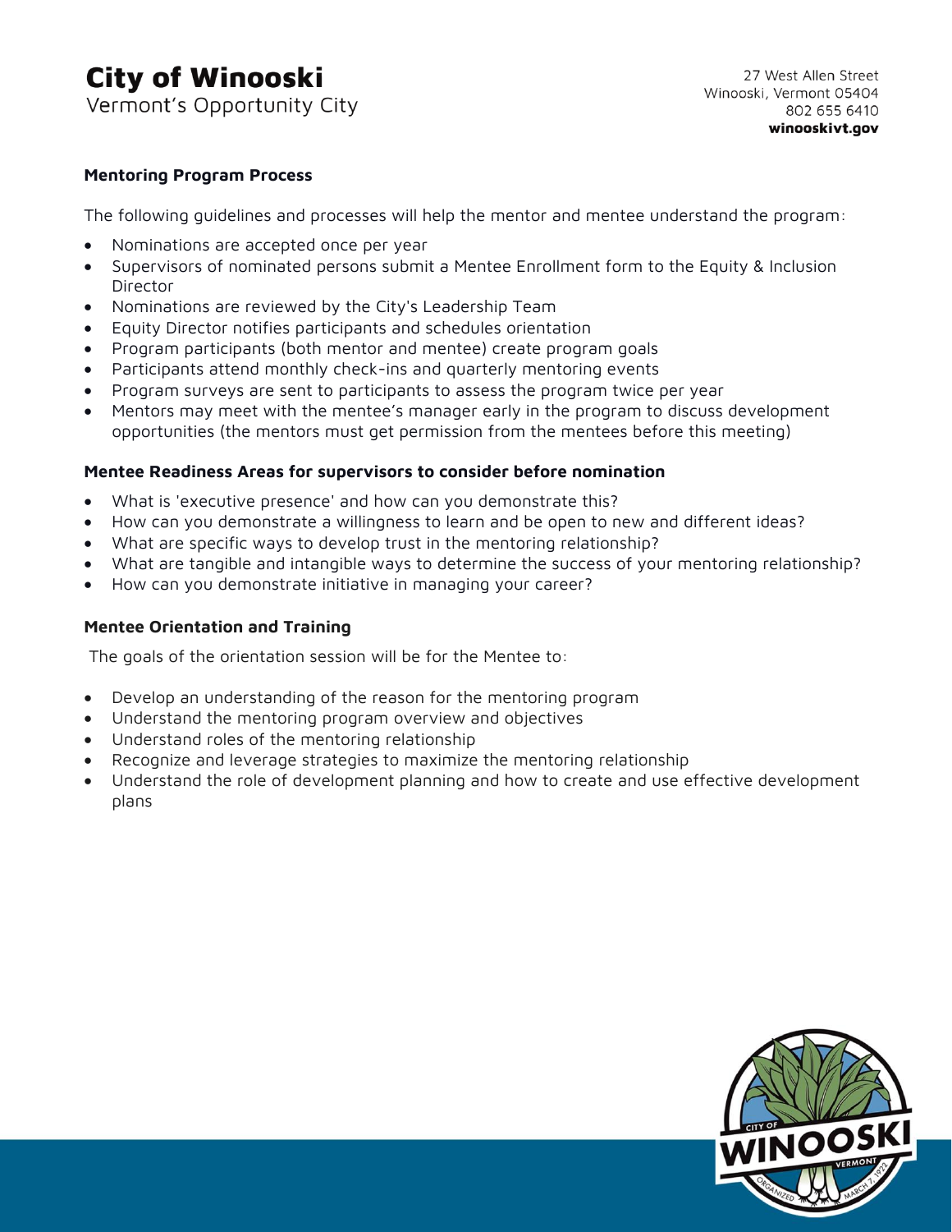## Mentoring Program Process

The following guidelines and processes will help the mentor and mentee understand the program:

- Nominations are accepted once per year
- Supervisors of nominated persons submit a Mentee Enrollment form to the Equity & Inclusion Director
- Nominations are reviewed by the City's Leadership Team
- Equity Director notifies participants and schedules orientation
- Program participants (both mentor and mentee) create program goals
- Participants attend monthly check-ins and quarterly mentoring events
- Program surveys are sent to participants to assess the program twice per year
- Mentors may meet with the mentee's manager early in the program to discuss development opportunities (the mentors must get permission from the mentees before this meeting)

## Mentee Readiness Areas for supervisors to consider before nomination

- What is 'executive presence' and how can you demonstrate this?
- How can you demonstrate a willingness to learn and be open to new and different ideas?
- What are specific ways to develop trust in the mentoring relationship?
- What are tangible and intangible ways to determine the success of your mentoring relationship?
- How can you demonstrate initiative in managing your career?

## Mentee Orientation and Training

The goals of the orientation session will be for the Mentee to:

- Develop an understanding of the reason for the mentoring program
- Understand the mentoring program overview and objectives
- Understand roles of the mentoring relationship
- Recognize and leverage strategies to maximize the mentoring relationship
- Understand the role of development planning and how to create and use effective development plans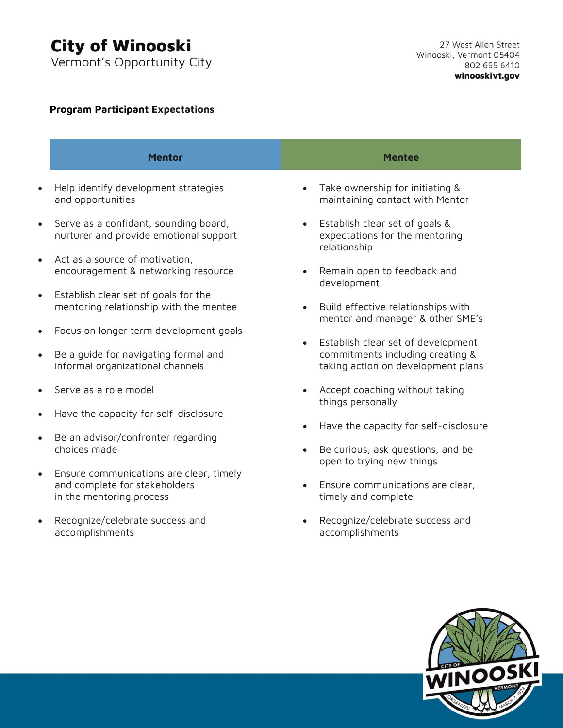# City of Winooski

Vermont's Opportunity City

27 West Allen Street
Winooski, Vermont 05404
802 655 6410
**winooskivt.gov**

**Program Participant Expectations**

| Mentor | Mentee |
|---|---|
| • Help identify development strategies and opportunities | • Take ownership for initiating & maintaining contact with Mentor |
| • Serve as a confidant, sounding board, nurturer and provide emotional support | • Establish clear set of goals & expectations for the mentoring relationship |
| • Act as a source of motivation, encouragement & networking resource | • Remain open to feedback and development |
| • Establish clear set of goals for the mentoring relationship with the mentee | • Build effective relationships with mentor and manager & other SME's |
| • Focus on longer term development goals | • Establish clear set of development commitments including creating & taking action on development plans |
| • Be a guide for navigating formal and informal organizational channels | • Accept coaching without taking things personally |
| • Serve as a role model | • Have the capacity for self-disclosure |
| • Have the capacity for self-disclosure | • Be curious, ask questions, and be open to trying new things |
| • Be an advisor/confronter regarding choices made | • Ensure communications are clear, timely and complete |
| • Ensure communications are clear, timely and complete for stakeholders in the mentoring process | • Recognize/celebrate success and accomplishments |
| • Recognize/celebrate success and accomplishments | |